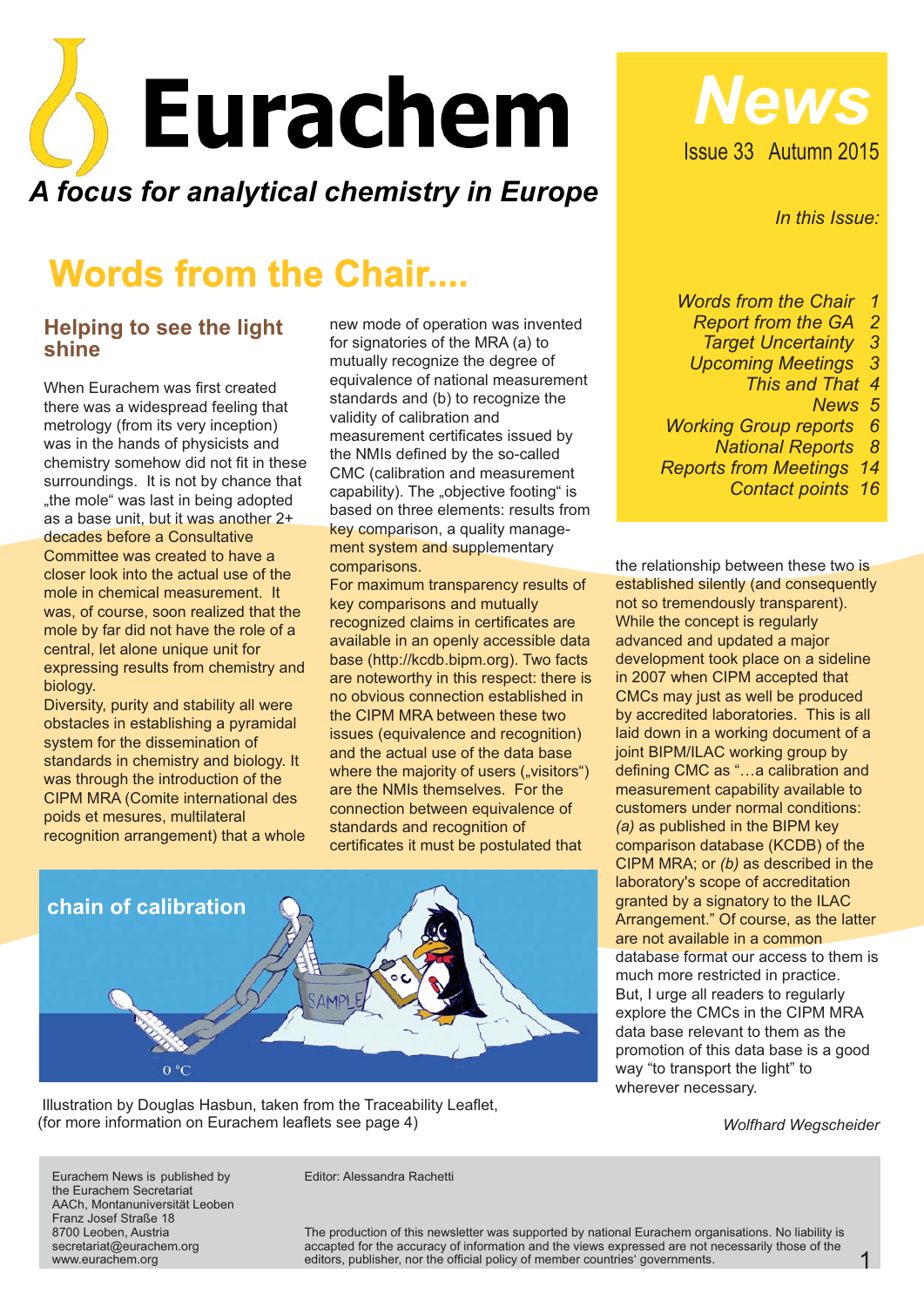# Eurachem

*A focus for analytical chemistry in Europe*

# News

Issue 33 Autumn 2015

*In this Issue:*

- *Words from the Chair 1*
- *Report from the GA 2*
- *Target Uncertainty 3*
- *Upcoming Meetings 3*
- *This and That 4*
- *News 5*
- *Working Group reports 6*
- *National Reports 8*
- *Reports from Meetings 14*
- *Contact points 16*

## Words from the Chair....

### Helping to see the light shine

When Eurachem was first created there was a widespread feeling that metrology (from its very inception) was in the hands of physicists and chemistry somehow did not fit in these surroundings. It is not by chance that „the mole" was last in being adopted as a base unit, but it was another 2+ decades before a Consultative Committee was created to have a closer look into the actual use of the mole in chemical measurement. It was, of course, soon realized that the mole by far did not have the role of a central, let alone unique unit for expressing results from chemistry and biology.

Diversity, purity and stability all were obstacles in establishing a pyramidal system for the dissemination of standards in chemistry and biology. It was through the introduction of the CIPM MRA (Comite international des poids et mesures, multilateral recognition arrangement) that a whole new mode of operation was invented for signatories of the MRA (a) to mutually recognize the degree of equivalence of national measurement standards and (b) to recognize the validity of calibration and measurement certificates issued by the NMIs defined by the so-called CMC (calibration and measurement capability). The „objective footing" is based on three elements: results from key comparison, a quality management system and supplementary comparisons.

For maximum transparency results of key comparisons and mutually recognized claims in certificates are available in an openly accessible data base (http://kcdb.bipm.org). Two facts are noteworthy in this respect: there is no obvious connection established in the CIPM MRA between these two issues (equivalence and recognition) and the actual use of the data base where the majority of users („visitors") are the NMIs themselves. For the connection between equivalence of standards and recognition of certificates it must be postulated that the relationship between these two is established silently (and consequently not so tremendously transparent). While the concept is regularly advanced and updated a major development took place on a sideline in 2007 when CIPM accepted that CMCs may just as well be produced by accredited laboratories. This is all laid down in a working document of a joint BIPM/ILAC working group by defining CMC as "…a calibration and measurement capability available to customers under normal conditions: *(a)* as published in the BIPM key comparison database (KCDB) of the CIPM MRA; or *(b)* as described in the laboratory's scope of accreditation granted by a signatory to the ILAC Arrangement." Of course, as the latter are not available in a common database format our access to them is much more restricted in practice.

But, I urge all readers to regularly explore the CMCs in the CIPM MRA data base relevant to them as the promotion of this data base is a good way "to transport the light" to wherever necessary.

*Wolfhard Wegscheider*

Illustration by Douglas Hasbun, taken from the Traceability Leaflet, (for more information on Eurachem leaflets see page 4)

---

Eurachem News is published by the Eurachem Secretariat
AACh, Montanuniversität Leoben
Franz Josef Straße 18
8700 Leoben, Austria
secretariat@eurachem.org
www.eurachem.org

Editor: Alessandra Rachetti

The production of this newsletter was supported by national Eurachem organisations. No liability is accapted for the accuracy of information and the views expressed are not necessarily those of the editors, publisher, nor the official policy of member countries' governments.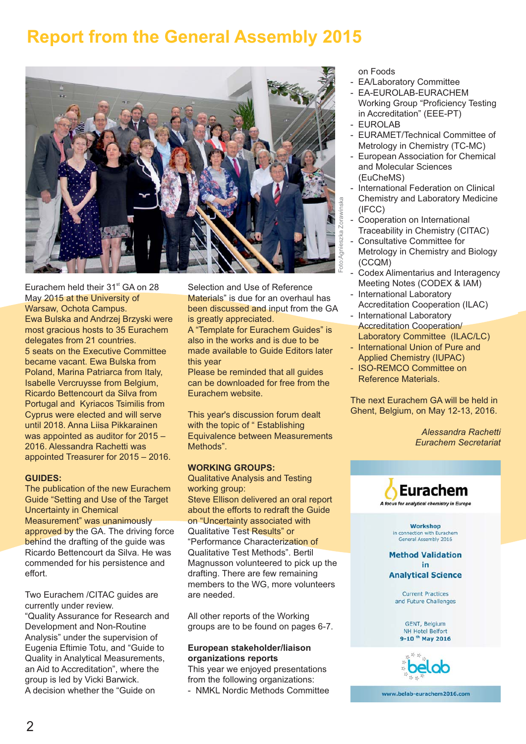# Report from the General Assembly 2015

Foto:Agnieszka Zorawinska

Eurachem held their 31st GA on 28 May 2015 at the University of Warsaw, Ochota Campus. Ewa Bulska and Andrzej Brzyski were most gracious hosts to 35 Eurachem delegates from 21 countries.
5 seats on the Executive Committee became vacant. Ewa Bulska from Poland, Marina Patriarca from Italy, Isabelle Vercruysse from Belgium, Ricardo Bettencourt da Silva from Portugal and Kyriacos Tsimilis from Cyprus were elected and will serve until 2018. Anna Liisa Pikkarainen was appointed as auditor for 2015 – 2016. Alessandra Rachetti was appointed Treasurer for 2015 – 2016.

**GUIDES:**
The publication of the new Eurachem Guide "Setting and Use of the Target Uncertainty in Chemical Measurement" was unanimously approved by the GA. The driving force behind the drafting of the guide was Ricardo Bettencourt da Silva. He was commended for his persistence and effort.

Two Eurachem /CITAC guides are currently under review.
"Quality Assurance for Research and Development and Non-Routine Analysis" under the supervision of Eugenia Eftimie Totu, and "Guide to Quality in Analytical Measurements, an Aid to Accreditation", where the group is led by Vicki Barwick.
A decision whether the "Guide on Selection and Use of Reference Materials" is due for an overhaul has been discussed and input from the GA is greatly appreciated.
A "Template for Eurachem Guides" is also in the works and is due to be made available to Guide Editors later this year
Please be reminded that all guides can be downloaded for free from the Eurachem website.

This year's discussion forum dealt with the topic of " Establishing Equivalence between Measurements Methods".

**WORKING GROUPS:**
Qualitative Analysis and Testing working group:
Steve Ellison delivered an oral report about the efforts to redraft the Guide on "Uncertainty associated with Qualitative Test Results" or "Performance Characterization of Qualitative Test Methods". Bertil Magnusson volunteered to pick up the drafting. There are few remaining members to the WG, more volunteers are needed.

All other reports of the Working groups are to be found on pages 6-7.

**European stakeholder/liaison organizations reports**
This year we enjoyed presentations from the following organizations:

- NMKL Nordic Methods Committee on Foods
- EA/Laboratory Committee
- EA-EUROLAB-EURACHEM Working Group "Proficiency Testing in Accreditation" (EEE-PT)
- EUROLAB
- EURAMET/Technical Committee of Metrology in Chemistry (TC-MC)
- European Association for Chemical and Molecular Sciences (EuCheMS)
- International Federation on Clinical Chemistry and Laboratory Medicine (IFCC)
- Cooperation on International Traceability in Chemistry (CITAC)
- Consultative Committee for Metrology in Chemistry and Biology (CCQM)
- Codex Alimentarius and Interagency Meeting Notes (CODEX & IAM)
- International Laboratory Accreditation Cooperation (ILAC)
- International Laboratory Accreditation Cooperation/ Laboratory Committee (ILAC/LC)
- International Union of Pure and Applied Chemistry (IUPAC)
- ISO-REMCO Committee on Reference Materials.

The next Eurachem GA will be held in Ghent, Belgium, on May 12-13, 2016.

*Alessandra Rachetti*
*Eurachem Secretariat*

**Eurachem**
A focus for analytical chemistry in Europe

Workshop
in connection with Eurachem General Assembly 2016

**Method Validation in Analytical Science**

Current Practices and Future Challenges

GENT, Belgium
NH Hotel Belfort
9-10 th May 2016

belab

www.belab-eurachem2016.com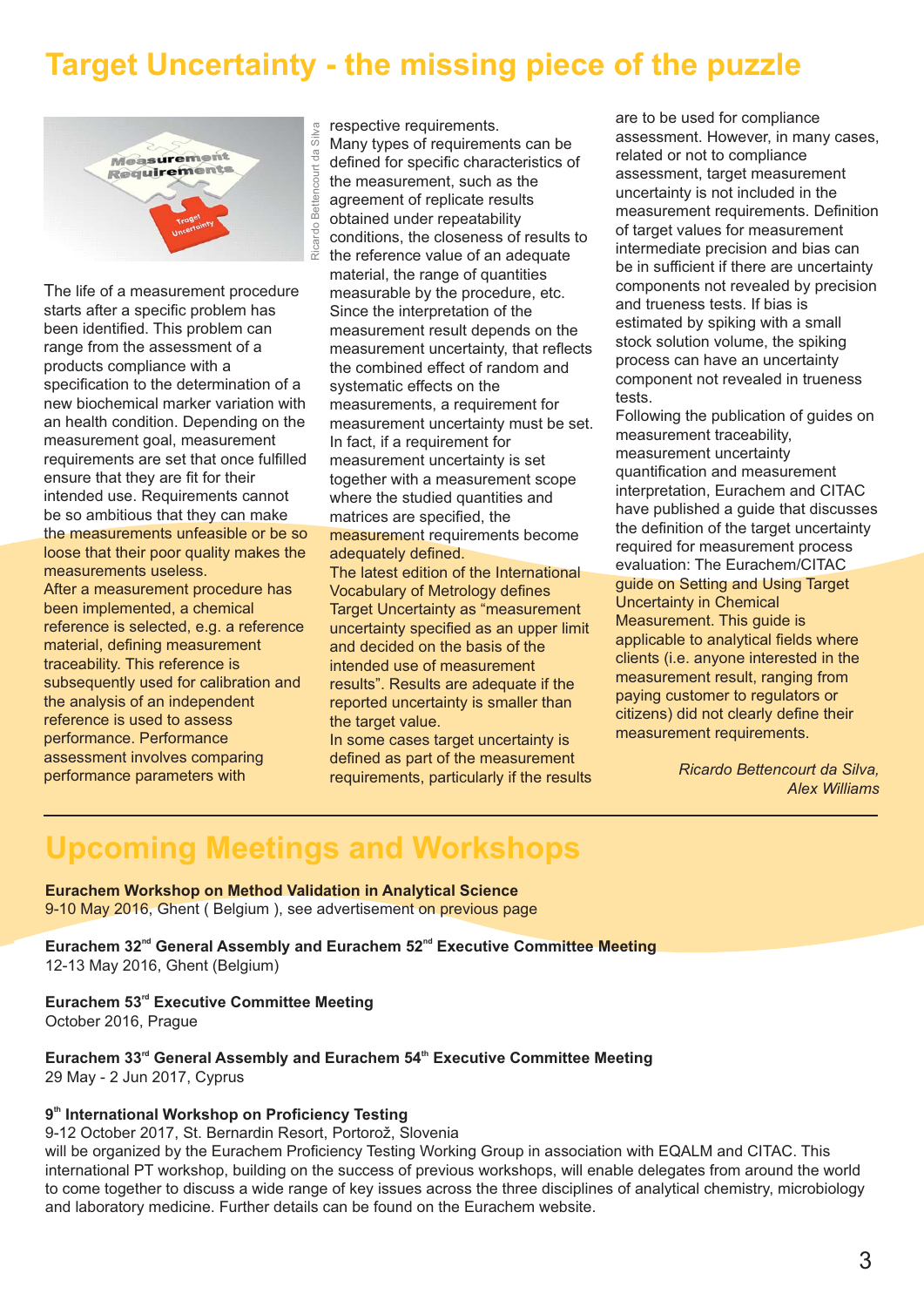# Target Uncertainty - the missing piece of the puzzle

The life of a measurement procedure starts after a specific problem has been identified. This problem can range from the assessment of a products compliance with a specification to the determination of a new biochemical marker variation with an health condition. Depending on the measurement goal, measurement requirements are set that once fulfilled ensure that they are fit for their intended use. Requirements cannot be so ambitious that they can make the measurements unfeasible or be so loose that their poor quality makes the measurements useless.

After a measurement procedure has been implemented, a chemical reference is selected, e.g. a reference material, defining measurement traceability. This reference is subsequently used for calibration and the analysis of an independent reference is used to assess performance. Performance assessment involves comparing performance parameters with respective requirements.

Many types of requirements can be defined for specific characteristics of the measurement, such as the agreement of replicate results obtained under repeatability conditions, the closeness of results to the reference value of an adequate material, the range of quantities measurable by the procedure, etc. Since the interpretation of the measurement result depends on the measurement uncertainty, that reflects the combined effect of random and systematic effects on the measurements, a requirement for measurement uncertainty must be set. In fact, if a requirement for measurement uncertainty is set together with a measurement scope where the studied quantities and matrices are specified, the measurement requirements become adequately defined.

The latest edition of the International Vocabulary of Metrology defines Target Uncertainty as "measurement uncertainty specified as an upper limit and decided on the basis of the intended use of measurement results". Results are adequate if the reported uncertainty is smaller than the target value.

In some cases target uncertainty is defined as part of the measurement requirements, particularly if the results are to be used for compliance assessment. However, in many cases, related or not to compliance assessment, target measurement uncertainty is not included in the measurement requirements. Definition of target values for measurement intermediate precision and bias can be in sufficient if there are uncertainty components not revealed by precision and trueness tests. If bias is estimated by spiking with a small stock solution volume, the spiking process can have an uncertainty component not revealed in trueness tests.

Following the publication of guides on measurement traceability, measurement uncertainty quantification and measurement interpretation, Eurachem and CITAC have published a guide that discusses the definition of the target uncertainty required for measurement process evaluation: The Eurachem/CITAC guide on Setting and Using Target Uncertainty in Chemical Measurement. This guide is applicable to analytical fields where clients (i.e. anyone interested in the measurement result, ranging from paying customer to regulators or citizens) did not clearly define their measurement requirements.

*Ricardo Bettencourt da Silva, Alex Williams*

# Upcoming Meetings and Workshops

**Eurachem Workshop on Method Validation in Analytical Science**
9-10 May 2016, Ghent ( Belgium ), see advertisement on previous page

**Eurachem 32nd General Assembly and Eurachem 52nd Executive Committee Meeting**
12-13 May 2016, Ghent (Belgium)

**Eurachem 53rd Executive Committee Meeting**
October 2016, Prague

**Eurachem 33rd General Assembly and Eurachem 54th Executive Committee Meeting**
29 May - 2 Jun 2017, Cyprus

**9th International Workshop on Proficiency Testing**
9-12 October 2017, St. Bernardin Resort, Portorož, Slovenia
will be organized by the Eurachem Proficiency Testing Working Group in association with EQALM and CITAC. This international PT workshop, building on the success of previous workshops, will enable delegates from around the world to come together to discuss a wide range of key issues across the three disciplines of analytical chemistry, microbiology and laboratory medicine. Further details can be found on the Eurachem website.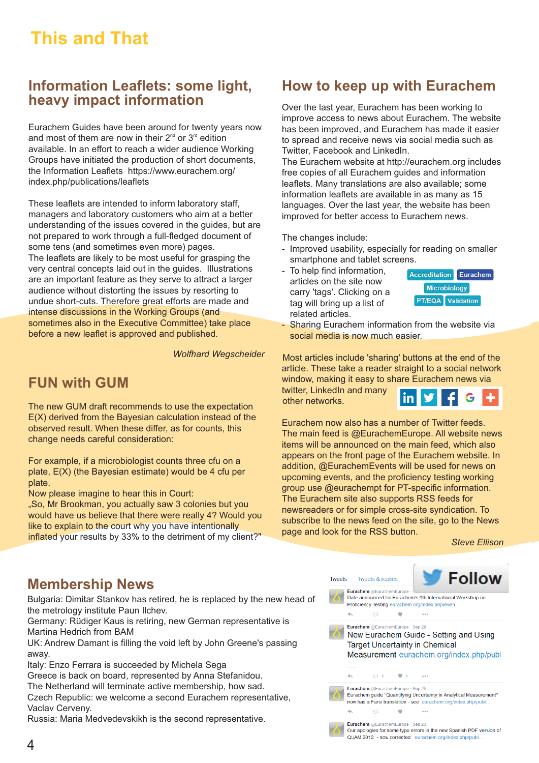# This and That

## Information Leaflets: some light, heavy impact information

Eurachem Guides have been around for twenty years now and most of them are now in their 2nd or 3rd edition available. In an effort to reach a wider audience Working Groups have initiated the production of short documents, the Information Leaflets https://www.eurachem.org/index.php/publications/leaflets

These leaflets are intended to inform laboratory staff, managers and laboratory customers who aim at a better understanding of the issues covered in the guides, but are not prepared to work through a full-fledged document of some tens (and sometimes even more) pages.
The leaflets are likely to be most useful for grasping the very central concepts laid out in the guides. Illustrations are an important feature as they serve to attract a larger audience without distorting the issues by resorting to undue short-cuts. Therefore great efforts are made and intense discussions in the Working Groups (and sometimes also in the Executive Committee) take place before a new leaflet is approved and published.

*Wolfhard Wegscheider*

## FUN with GUM

The new GUM draft recommends to use the expectation E(X) derived from the Bayesian calculation instead of the observed result. When these differ, as for counts, this change needs careful consideration:

For example, if a microbiologist counts three cfu on a plate, E(X) (the Bayesian estimate) would be 4 cfu per plate.
Now please imagine to hear this in Court:
„So, Mr Brookman, you actually saw 3 colonies but you would have us believe that there were really 4? Would you like to explain to the court why you have intentionally inflated your results by 33% to the detriment of my client?"

## How to keep up with Eurachem

Over the last year, Eurachem has been working to improve access to news about Eurachem. The website has been improved, and Eurachem has made it easier to spread and receive news via social media such as Twitter, Facebook and LinkedIn.
The Eurachem website at http://eurachem.org includes free copies of all Eurachem guides and information leaflets. Many translations are also available; some information leaflets are available in as many as 15 languages. Over the last year, the website has been improved for better access to Eurachem news.

The changes include:

- Improved usability, especially for reading on smaller smartphone and tablet screens.
- To help find information, articles on the site now carry 'tags'. Clicking on a tag will bring up a list of related articles. (Accreditation | Eurachem | Microbiology | PT/EQA | Validation)
- Sharing Eurachem information from the website via social media is now much easier.

Most articles include 'sharing' buttons at the end of the article. These take a reader straight to a social network window, making it easy to share Eurachem news via twitter, LinkedIn and many other networks.

Eurachem now also has a number of Twitter feeds. The main feed is @EurachemEurope. All website news items will be announced on the main feed, which also appears on the front page of the Eurachem website. In addition, @EurachemEvents will be used for news on upcoming events, and the proficiency testing working group use @eurachempt for PT-specific information.
The Eurachem site also supports RSS feeds for newsreaders or for simple cross-site syndication. To subscribe to the news feed on the site, go to the News page and look for the RSS button.

*Steve Ellison*

## Membership News

Bulgaria: Dimitar Stankov has retired, he is replaced by the new head of the metrology institute Paun Ilchev.
Germany: Rüdiger Kaus is retiring, new German representative is Martina Hedrich from BAM
UK: Andrew Damant is filling the void left by John Greene's passing away.
Italy: Enzo Ferrara is succeeded by Michela Sega
Greece is back on board, represented by Anna Stefanidou.
The Netherland will terminate active membership, how sad.
Czech Republic: we welcome a second Eurachem representative, Vaclav Cerveny.
Russia: Maria Medvedevskikh is the second representative.

Tweets | Tweets & replies | Follow

Eurachem @EurachemEurope
Date announced for Eurachem's 9th International Workshop on Proficiency Testing eurachem.org/index.php/even...

Eurachem @EurachemEurope · Sep 28
New Eurachem Guide - Setting and Using Target Uncertainty in Chemical Measurement eurachem.org/index.php/publ...

Eurachem @EurachemEurope · Sep 25
Eurachem guide "Quantifying Uncertainty in Analytical Measurement" now has a Farsi translation - see eurachem.org/index.php/publ...

Eurachem @EurachemEurope · Sep 23
Our apologies for some typo errors in the new Spanish PDF version of QUAM:2012 - now corrected. eurachem.org/index.php/publ...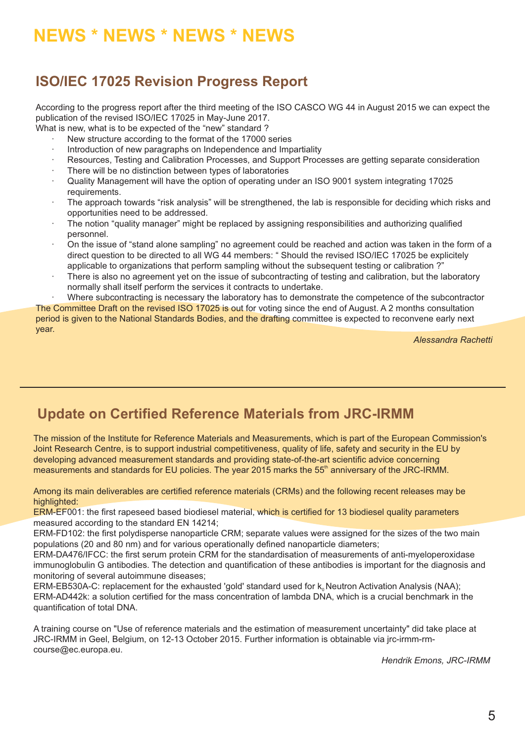# NEWS * NEWS * NEWS * NEWS

## ISO/IEC 17025 Revision Progress Report

According to the progress report after the third meeting of the ISO CASCO WG 44 in August 2015 we can expect the publication of the revised ISO/IEC 17025 in May-June 2017.
What is new, what is to be expected of the "new" standard ?

- New structure according to the format of the 17000 series
- Introduction of new paragraphs on Independence and Impartiality
- Resources, Testing and Calibration Processes, and Support Processes are getting separate consideration
- There will be no distinction between types of laboratories
- Quality Management will have the option of operating under an ISO 9001 system integrating 17025 requirements.
- The approach towards "risk analysis" will be strengthened, the lab is responsible for deciding which risks and opportunities need to be addressed.
- The notion "quality manager" might be replaced by assigning responsibilities and authorizing qualified personnel.
- On the issue of "stand alone sampling" no agreement could be reached and action was taken in the form of a direct question to be directed to all WG 44 members: " Should the revised ISO/IEC 17025 be explicitely applicable to organizations that perform sampling without the subsequent testing or calibration ?"
- There is also no agreement yet on the issue of subcontracting of testing and calibration, but the laboratory normally shall itself perform the services it contracts to undertake.
- Where subcontracting is necessary the laboratory has to demonstrate the competence of the subcontractor

The Committee Draft on the revised ISO 17025 is out for voting since the end of August. A 2 months consultation period is given to the National Standards Bodies, and the drafting committee is expected to reconvene early next year.

*Alessandra Rachetti*

---

## Update on Certified Reference Materials from JRC-IRMM

The mission of the Institute for Reference Materials and Measurements, which is part of the European Commission's Joint Research Centre, is to support industrial competitiveness, quality of life, safety and security in the EU by developing advanced measurement standards and providing state-of-the-art scientific advice concerning measurements and standards for EU policies. The year 2015 marks the 55th anniversary of the JRC-IRMM.

Among its main deliverables are certified reference materials (CRMs) and the following recent releases may be highlighted:
ERM-EF001: the first rapeseed based biodiesel material, which is certified for 13 biodiesel quality parameters measured according to the standard EN 14214;
ERM-FD102: the first polydisperse nanoparticle CRM; separate values were assigned for the sizes of the two main populations (20 and 80 nm) and for various operationally defined nanoparticle diameters;
ERM-DA476/IFCC: the first serum protein CRM for the standardisation of measurements of anti-myeloperoxidase immunoglobulin G antibodies. The detection and quantification of these antibodies is important for the diagnosis and monitoring of several autoimmune diseases;
ERM-EB530A-C: replacement for the exhausted 'gold' standard used for $k_0$ Neutron Activation Analysis (NAA);
ERM-AD442k: a solution certified for the mass concentration of lambda DNA, which is a crucial benchmark in the quantification of total DNA.

A training course on "Use of reference materials and the estimation of measurement uncertainty" did take place at JRC-IRMM in Geel, Belgium, on 12-13 October 2015. Further information is obtainable via jrc-irmm-rm-course@ec.europa.eu.

*Hendrik Emons, JRC-IRMM*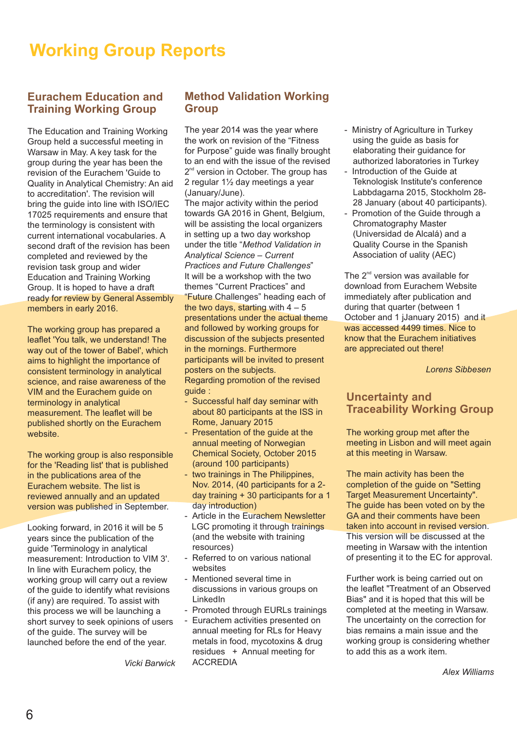# Working Group Reports

## Eurachem Education and Training Working Group

The Education and Training Working Group held a successful meeting in Warsaw in May. A key task for the group during the year has been the revision of the Eurachem 'Guide to Quality in Analytical Chemistry: An aid to accreditation'. The revision will bring the guide into line with ISO/IEC 17025 requirements and ensure that the terminology is consistent with current international vocabularies. A second draft of the revision has been completed and reviewed by the revision task group and wider Education and Training Working Group. It is hoped to have a draft ready for review by General Assembly members in early 2016.

The working group has prepared a leaflet 'You talk, we understand! The way out of the tower of Babel', which aims to highlight the importance of consistent terminology in analytical science, and raise awareness of the VIM and the Eurachem guide on terminology in analytical measurement. The leaflet will be published shortly on the Eurachem website.

The working group is also responsible for the 'Reading list' that is published in the publications area of the Eurachem website. The list is reviewed annually and an updated version was published in September.

Looking forward, in 2016 it will be 5 years since the publication of the guide 'Terminology in analytical measurement: Introduction to VIM 3'. In line with Eurachem policy, the working group will carry out a review of the guide to identify what revisions (if any) are required. To assist with this process we will be launching a short survey to seek opinions of users of the guide. The survey will be launched before the end of the year.

*Vicki Barwick*

## Method Validation Working Group

The year 2014 was the year where the work on revision of the "Fitness for Purpose" guide was finally brought to an end with the issue of the revised 2nd version in October. The group has 2 regular 1½ day meetings a year (January/June).

The major activity within the period towards GA 2016 in Ghent, Belgium, will be assisting the local organizers in setting up a two day workshop under the title "*Method Validation in Analytical Science – Current Practices and Future Challenges*"

It will be a workshop with the two themes "Current Practices" and "Future Challenges" heading each of the two days, starting with 4 – 5 presentations under the actual theme and followed by working groups for discussion of the subjects presented in the mornings. Furthermore participants will be invited to present posters on the subjects.

Regarding promotion of the revised guide :

- Successful half day seminar with about 80 participants at the ISS in Rome, January 2015
- Presentation of the guide at the annual meeting of Norwegian Chemical Society, October 2015 (around 100 participants)
- two trainings in The Philippines, Nov. 2014, (40 participants for a 2-day training + 30 participants for a 1 day introduction)
- Article in the Eurachem Newsletter LGC promoting it through trainings (and the website with training resources)
- Referred to on various national websites
- Mentioned several time in discussions in various groups on LinkedIn
- Promoted through EURLs trainings
- Eurachem activities presented on annual meeting for RLs for Heavy metals in food, mycotoxins & drug residues + Annual meeting for ACCREDIA
- Ministry of Agriculture in Turkey using the guide as basis for elaborating their guidance for authorized laboratories in Turkey
- Introduction of the Guide at Teknologisk Institute's conference Labbdagarna 2015, Stockholm 28-28 January (about 40 participants).
- Promotion of the Guide through a Chromatography Master (Universidad de Alcalá) and a Quality Course in the Spanish Association of uality (AEC)

The 2nd version was available for download from Eurachem Website immediately after publication and during that quarter (between 1 October and 1 jJanuary 2015) and it was accessed 4499 times. Nice to know that the Eurachem initiatives are appreciated out there!

*Lorens Sibbesen*

## Uncertainty and Traceability Working Group

The working group met after the meeting in Lisbon and will meet again at this meeting in Warsaw.

The main activity has been the completion of the guide on "Setting Target Measurement Uncertainty". The guide has been voted on by the GA and their comments have been taken into account in revised version. This version will be discussed at the meeting in Warsaw with the intention of presenting it to the EC for approval.

Further work is being carried out on the leaflet "Treatment of an Observed Bias" and it is hoped that this will be completed at the meeting in Warsaw. The uncertainty on the correction for bias remains a main issue and the working group is considering whether to add this as a work item.

*Alex Williams*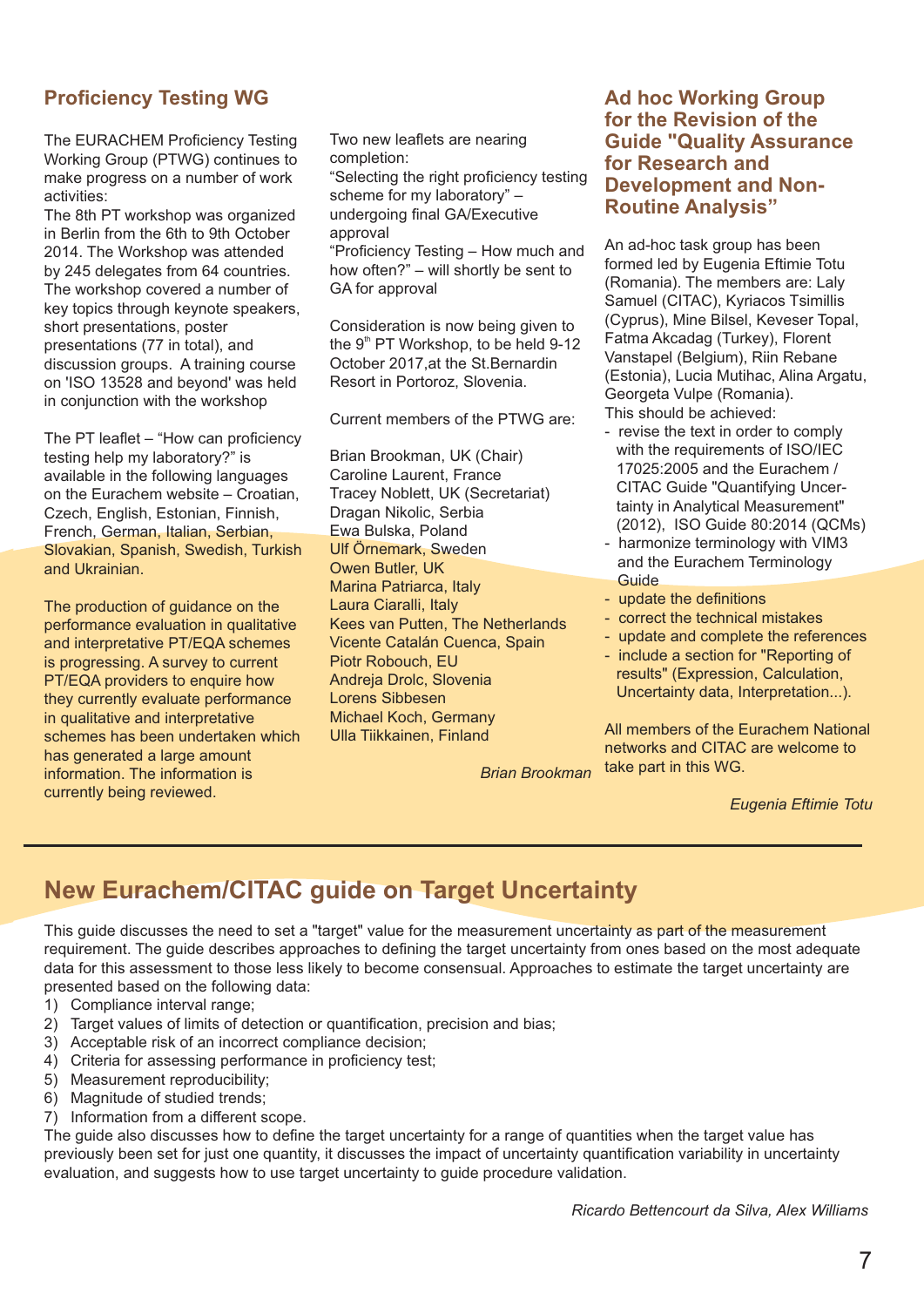## Proficiency Testing WG

The EURACHEM Proficiency Testing Working Group (PTWG) continues to make progress on a number of work activities:

The 8th PT workshop was organized in Berlin from the 6th to 9th October 2014. The Workshop was attended by 245 delegates from 64 countries. The workshop covered a number of key topics through keynote speakers, short presentations, poster presentations (77 in total), and discussion groups. A training course on 'ISO 13528 and beyond' was held in conjunction with the workshop

The PT leaflet – "How can proficiency testing help my laboratory?" is available in the following languages on the Eurachem website – Croatian, Czech, English, Estonian, Finnish, French, German, Italian, Serbian, Slovakian, Spanish, Swedish, Turkish and Ukrainian.

The production of guidance on the performance evaluation in qualitative and interpretative PT/EQA schemes is progressing. A survey to current PT/EQA providers to enquire how they currently evaluate performance in qualitative and interpretative schemes has been undertaken which has generated a large amount information. The information is currently being reviewed.

Two new leaflets are nearing completion:

"Selecting the right proficiency testing scheme for my laboratory" – undergoing final GA/Executive approval

"Proficiency Testing – How much and how often?" – will shortly be sent to GA for approval

Consideration is now being given to the 9th PT Workshop, to be held 9-12 October 2017,at the St.Bernardin Resort in Portoroz, Slovenia.

Current members of the PTWG are:

Brian Brookman, UK (Chair)  
Caroline Laurent, France  
Tracey Noblett, UK (Secretariat)  
Dragan Nikolic, Serbia  
Ewa Bulska, Poland  
Ulf Örnemark, Sweden  
Owen Butler, UK  
Marina Patriarca, Italy  
Laura Ciaralli, Italy  
Kees van Putten, The Netherlands  
Vicente Catalán Cuenca, Spain  
Piotr Robouch, EU  
Andreja Drolc, Slovenia  
Lorens Sibbesen  
Michael Koch, Germany  
Ulla Tiikkainen, Finland

*Brian Brookman*

## Ad hoc Working Group for the Revision of the Guide "Quality Assurance for Research and Development and Non-Routine Analysis"

An ad-hoc task group has been formed led by Eugenia Eftimie Totu (Romania). The members are: Laly Samuel (CITAC), Kyriacos Tsimillis (Cyprus), Mine Bilsel, Kevser Topal, Fatma Akcadag (Turkey), Florent Vanstapel (Belgium), Riin Rebane (Estonia), Lucia Mutihac, Alina Argatu, Georgeta Vulpe (Romania).

This should be achieved:

- revise the text in order to comply with the requirements of ISO/IEC 17025:2005 and the Eurachem / CITAC Guide "Quantifying Uncertainty in Analytical Measurement" (2012), ISO Guide 80:2014 (QCMs)
- harmonize terminology with VIM3 and the Eurachem Terminology Guide
- update the definitions
- correct the technical mistakes
- update and complete the references
- include a section for "Reporting of results" (Expression, Calculation, Uncertainty data, Interpretation...).

All members of the Eurachem National networks and CITAC are welcome to take part in this WG.

*Eugenia Eftimie Totu*

---

## New Eurachem/CITAC guide on Target Uncertainty

This guide discusses the need to set a "target" value for the measurement uncertainty as part of the measurement requirement. The guide describes approaches to defining the target uncertainty from ones based on the most adequate data for this assessment to those less likely to become consensual. Approaches to estimate the target uncertainty are presented based on the following data:

1) Compliance interval range;
2) Target values of limits of detection or quantification, precision and bias;
3) Acceptable risk of an incorrect compliance decision;
4) Criteria for assessing performance in proficiency test;
5) Measurement reproducibility;
6) Magnitude of studied trends;
7) Information from a different scope.

The guide also discusses how to define the target uncertainty for a range of quantities when the target value has previously been set for just one quantity, it discusses the impact of uncertainty quantification variability in uncertainty evaluation, and suggests how to use target uncertainty to guide procedure validation.

*Ricardo Bettencourt da Silva, Alex Williams*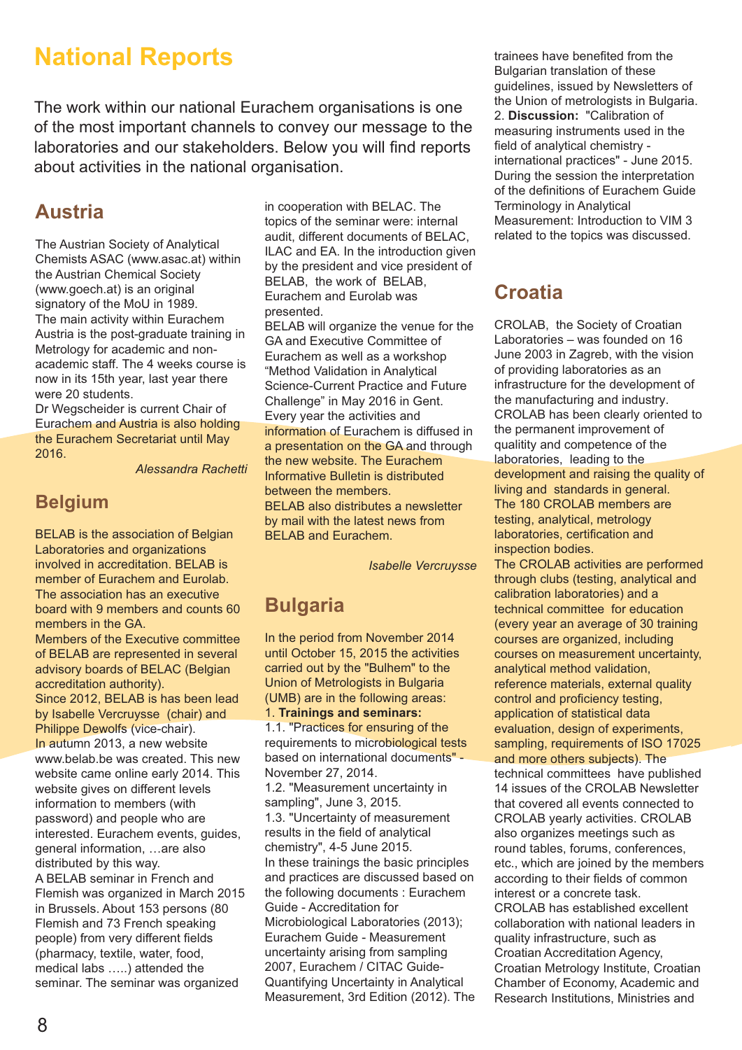# National Reports

The work within our national Eurachem organisations is one of the most important channels to convey our message to the laboratories and our stakeholders. Below you will find reports about activities in the national organisation.

## Austria

The Austrian Society of Analytical Chemists ASAC (www.asac.at) within the Austrian Chemical Society (www.goech.at) is an original signatory of the MoU in 1989.
The main activity within Eurachem Austria is the post-graduate training in Metrology for academic and non-academic staff. The 4 weeks course is now in its 15th year, last year there were 20 students.
Dr Wegscheider is current Chair of Eurachem and Austria is also holding the Eurachem Secretariat until May 2016.

*Alessandra Rachetti*

## Belgium

BELAB is the association of Belgian Laboratories and organizations involved in accreditation. BELAB is member of Eurachem and Eurolab. The association has an executive board with 9 members and counts 60 members in the GA.
Members of the Executive committee of BELAB are represented in several advisory boards of BELAC (Belgian accreditation authority).
Since 2012, BELAB is has been lead by Isabelle Vercruysse (chair) and Philippe Dewolfs (vice-chair).
In autumn 2013, a new website www.belab.be was created. This new website came online early 2014. This website gives on different levels information to members (with password) and people who are interested. Eurachem events, guides, general information, …are also distributed by this way.
A BELAB seminar in French and Flemish was organized in March 2015 in Brussels. About 153 persons (80 Flemish and 73 French speaking people) from very different fields (pharmacy, textile, water, food, medical labs …..) attended the seminar. The seminar was organized in cooperation with BELAC. The topics of the seminar were: internal audit, different documents of BELAC, ILAC and EA. In the introduction given by the president and vice president of BELAB, the work of BELAB, Eurachem and Eurolab was presented.
BELAB will organize the venue for the GA and Executive Committee of Eurachem as well as a workshop "Method Validation in Analytical Science-Current Practice and Future Challenge" in May 2016 in Gent.
Every year the activities and information of Eurachem is diffused in a presentation on the GA and through the new website. The Eurachem Informative Bulletin is distributed between the members.
BELAB also distributes a newsletter by mail with the latest news from BELAB and Eurachem.

*Isabelle Vercruysse*

## Bulgaria

In the period from November 2014 until October 15, 2015 the activities carried out by the "Bulhem" to the Union of Metrologists in Bulgaria (UMB) are in the following areas:

1. **Trainings and seminars:**
1.1. "Practices for ensuring of the requirements to microbiological tests based on international documents" - November 27, 2014.
1.2. "Measurement uncertainty in sampling", June 3, 2015.
1.3. "Uncertainty of measurement results in the field of analytical chemistry", 4-5 June 2015.

In these trainings the basic principles and practices are discussed based on the following documents : Eurachem Guide - Accreditation for Microbiological Laboratories (2013); Eurachem Guide - Measurement uncertainty arising from sampling 2007, Eurachem / CITAC Guide- Quantifying Uncertainty in Analytical Measurement, 3rd Edition (2012). The trainees have benefited from the Bulgarian translation of these guidelines, issued by Newsletters of the Union of metrologists in Bulgaria.

2. **Discussion:** "Calibration of measuring instruments used in the field of analytical chemistry - international practices" - June 2015. During the session the interpretation of the definitions of Eurachem Guide Terminology in Analytical Measurement: Introduction to VIM 3 related to the topics was discussed.

## Croatia

CROLAB, the Society of Croatian Laboratories – was founded on 16 June 2003 in Zagreb, with the vision of providing laboratories as an infrastructure for the development of the manufacturing and industry. CROLAB has been clearly oriented to the permanent improvement of quality and competence of the laboratories, leading to the development and raising the quality of living and standards in general.
The 180 CROLAB members are testing, analytical, metrology laboratories, certification and inspection bodies.
The CROLAB activities are performed through clubs (testing, analytical and calibration laboratories) and a technical committee for education (every year an average of 30 training courses are organized, including courses on measurement uncertainty, analytical method validation, reference materials, external quality control and proficiency testing, application of statistical data evaluation, design of experiments, sampling, requirements of ISO 17025 and more others subjects). The technical committees have published 14 issues of the CROLAB Newsletter that covered all events connected to CROLAB yearly activities. CROLAB also organizes meetings such as round tables, forums, conferences, etc., which are joined by the members according to their fields of common interest or a concrete task.
CROLAB has established excellent collaboration with national leaders in quality infrastructure, such as Croatian Accreditation Agency, Croatian Metrology Institute, Croatian Chamber of Economy, Academic and Research Institutions, Ministries and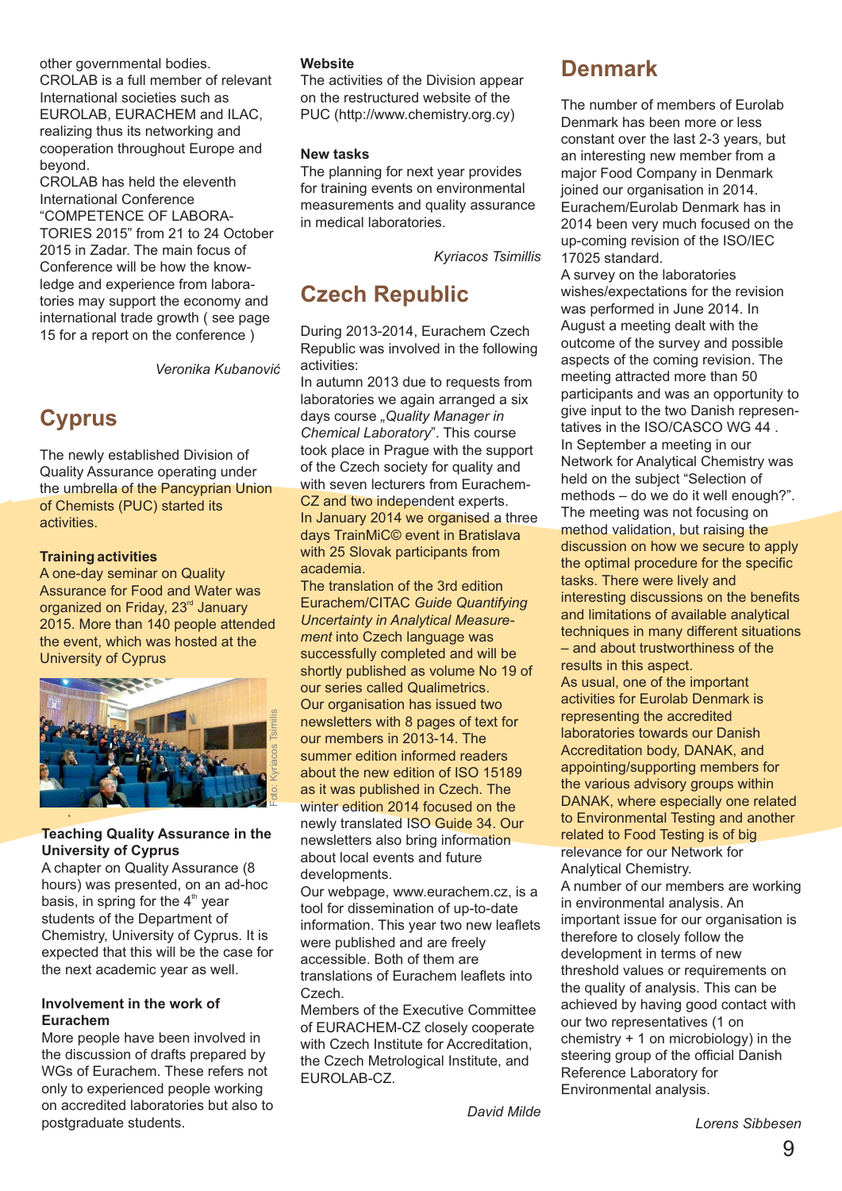other governmental bodies.
CROLAB is a full member of relevant International societies such as EUROLAB, EURACHEM and ILAC, realizing thus its networking and cooperation throughout Europe and beyond.
CROLAB has held the eleventh International Conference "COMPETENCE OF LABORATORIES 2015" from 21 to 24 October 2015 in Zadar. The main focus of Conference will be how the knowledge and experience from laboratories may support the economy and international trade growth ( see page 15 for a report on the conference )

*Veronika Kubanović*

## Cyprus

The newly established Division of Quality Assurance operating under the umbrella of the Pancyprian Union of Chemists (PUC) started its activities.

**Training activities**
A one-day seminar on Quality Assurance for Food and Water was organized on Friday, 23rd January 2015. More than 140 people attended the event, which was hosted at the University of Cyprus

Foto: Kyriacos Tsimillis

**Teaching Quality Assurance in the University of Cyprus**
A chapter on Quality Assurance (8 hours) was presented, on an ad-hoc basis, in spring for the 4th year students of the Department of Chemistry, University of Cyprus. It is expected that this will be the case for the next academic year as well.

**Involvement in the work of Eurachem**
More people have been involved in the discussion of drafts prepared by WGs of Eurachem. These refers not only to experienced people working on accredited laboratories but also to postgraduate students.

**Website**
The activities of the Division appear on the restructured website of the PUC (http://www.chemistry.org.cy)

**New tasks**
The planning for next year provides for training events on environmental measurements and quality assurance in medical laboratories.

*Kyriacos Tsimillis*

## Czech Republic

During 2013-2014, Eurachem Czech Republic was involved in the following activities:
In autumn 2013 due to requests from laboratories we again arranged a six days course *„Quality Manager in Chemical Laboratory*". This course took place in Prague with the support of the Czech society for quality and with seven lecturers from Eurachem-CZ and two independent experts.
In January 2014 we organised a three days TrainMiC© event in Bratislava with 25 Slovak participants from academia.
The translation of the 3rd edition Eurachem/CITAC *Guide Quantifying Uncertainty in Analytical Measurement* into Czech language was successfully completed and will be shortly published as volume No 19 of our series called Qualimetrics.
Our organisation has issued two newsletters with 8 pages of text for our members in 2013-14. The summer edition informed readers about the new edition of ISO 15189 as it was published in Czech. The winter edition 2014 focused on the newly translated ISO Guide 34. Our newsletters also bring information about local events and future developments.
Our webpage, www.eurachem.cz, is a tool for dissemination of up-to-date information. This year two new leaflets were published and are freely accessible. Both of them are translations of Eurachem leaflets into Czech.
Members of the Executive Committee of EURACHEM-CZ closely cooperate with Czech Institute for Accreditation, the Czech Metrological Institute, and EUROLAB-CZ.

*David Milde*

## Denmark

The number of members of Eurolab Denmark has been more or less constant over the last 2-3 years, but an interesting new member from a major Food Company in Denmark joined our organisation in 2014.
Eurachem/Eurolab Denmark has in 2014 been very much focused on the up-coming revision of the ISO/IEC 17025 standard.
A survey on the laboratories wishes/expectations for the revision was performed in June 2014. In August a meeting dealt with the outcome of the survey and possible aspects of the coming revision. The meeting attracted more than 50 participants and was an opportunity to give input to the two Danish representatives in the ISO/CASCO WG 44 .
In September a meeting in our Network for Analytical Chemistry was held on the subject "Selection of methods – do we do it well enough?". The meeting was not focusing on method validation, but raising the discussion on how we secure to apply the optimal procedure for the specific tasks. There were lively and interesting discussions on the benefits and limitations of available analytical techniques in many different situations – and about trustworthiness of the results in this aspect.
As usual, one of the important activities for Eurolab Denmark is representing the accredited laboratories towards our Danish Accreditation body, DANAK, and appointing/supporting members for the various advisory groups within DANAK, where especially one related to Environmental Testing and another related to Food Testing is of big relevance for our Network for Analytical Chemistry.
A number of our members are working in environmental analysis. An important issue for our organisation is therefore to closely follow the development in terms of new threshold values or requirements on the quality of analysis. This can be achieved by having good contact with our two representatives (1 on chemistry + 1 on microbiology) in the steering group of the official Danish Reference Laboratory for Environmental analysis.

*Lorens Sibbesen*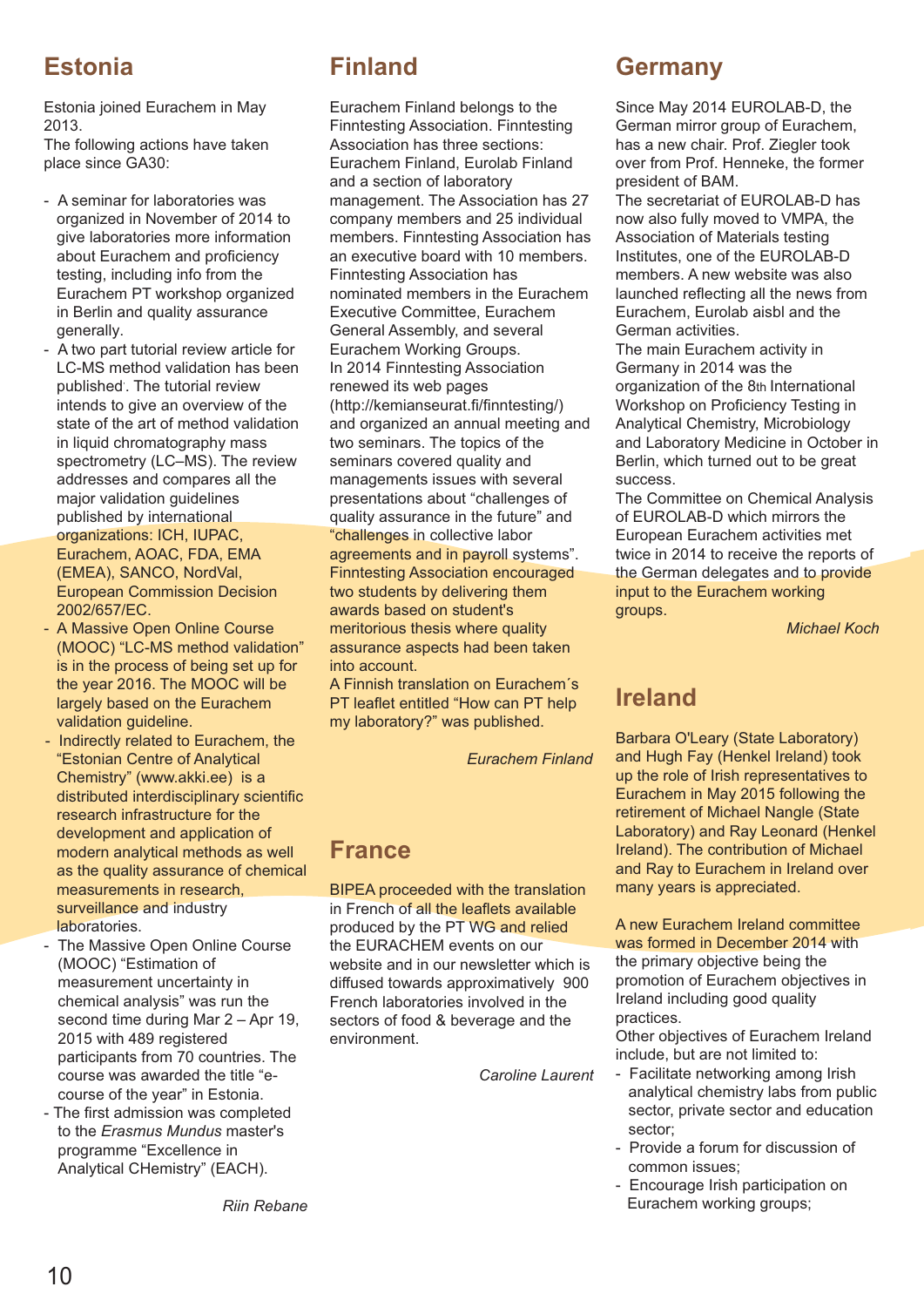## Estonia

Estonia joined Eurachem in May 2013.
The following actions have taken place since GA30:

- A seminar for laboratories was organized in November of 2014 to give laboratories more information about Eurachem and proficiency testing, including info from the Eurachem PT workshop organized in Berlin and quality assurance generally.
- A two part tutorial review article for LC-MS method validation has been published. The tutorial review intends to give an overview of the state of the art of method validation in liquid chromatography mass spectrometry (LC–MS). The review addresses and compares all the major validation guidelines published by international organizations: ICH, IUPAC, Eurachem, AOAC, FDA, EMA (EMEA), SANCO, NordVal, European Commission Decision 2002/657/EC.
- A Massive Open Online Course (MOOC) "LC-MS method validation" is in the process of being set up for the year 2016. The MOOC will be largely based on the Eurachem validation guideline.
- Indirectly related to Eurachem, the "Estonian Centre of Analytical Chemistry" (www.akki.ee) is a distributed interdisciplinary scientific research infrastructure for the development and application of modern analytical methods as well as the quality assurance of chemical measurements in research, surveillance and industry laboratories.
- The Massive Open Online Course (MOOC) "Estimation of measurement uncertainty in chemical analysis" was run the second time during Mar 2 – Apr 19, 2015 with 489 registered participants from 70 countries. The course was awarded the title "e-course of the year" in Estonia.
- The first admission was completed to the *Erasmus Mundus* master's programme "Excellence in Analytical CHemistry" (EACH).

*Riin Rebane*

## Finland

Eurachem Finland belongs to the Finntesting Association. Finntesting Association has three sections: Eurachem Finland, Eurolab Finland and a section of laboratory management. The Association has 27 company members and 25 individual members. Finntesting Association has an executive board with 10 members. Finntesting Association has nominated members in the Eurachem Executive Committee, Eurachem General Assembly, and several Eurachem Working Groups.
In 2014 Finntesting Association renewed its web pages (http://kemianseurat.fi/finntesting/) and organized an annual meeting and two seminars. The topics of the seminars covered quality and managements issues with several presentations about "challenges of quality assurance in the future" and "challenges in collective labor agreements and in payroll systems". Finntesting Association encouraged two students by delivering them awards based on student's meritorious thesis where quality assurance aspects had been taken into account.
A Finnish translation on Eurachem´s PT leaflet entitled "How can PT help my laboratory?" was published.

*Eurachem Finland*

## France

BIPEA proceeded with the translation in French of all the leaflets available produced by the PT WG and relied the EURACHEM events on our website and in our newsletter which is diffused towards approximatively 900 French laboratories involved in the sectors of food & beverage and the environment.

*Caroline Laurent*

## Germany

Since May 2014 EUROLAB-D, the German mirror group of Eurachem, has a new chair. Prof. Ziegler took over from Prof. Henneke, the former president of BAM.
The secretariat of EUROLAB-D has now also fully moved to VMPA, the Association of Materials testing Institutes, one of the EUROLAB-D members. A new website was also launched reflecting all the news from Eurachem, Eurolab aisbl and the German activities.
The main Eurachem activity in Germany in 2014 was the organization of the 8th International Workshop on Proficiency Testing in Analytical Chemistry, Microbiology and Laboratory Medicine in October in Berlin, which turned out to be great success.
The Committee on Chemical Analysis of EUROLAB-D which mirrors the European Eurachem activities met twice in 2014 to receive the reports of the German delegates and to provide input to the Eurachem working groups.

*Michael Koch*

## Ireland

Barbara O'Leary (State Laboratory) and Hugh Fay (Henkel Ireland) took up the role of Irish representatives to Eurachem in May 2015 following the retirement of Michael Nangle (State Laboratory) and Ray Leonard (Henkel Ireland). The contribution of Michael and Ray to Eurachem in Ireland over many years is appreciated.

A new Eurachem Ireland committee was formed in December 2014 with the primary objective being the promotion of Eurachem objectives in Ireland including good quality practices.
Other objectives of Eurachem Ireland include, but are not limited to:

- Facilitate networking among Irish analytical chemistry labs from public sector, private sector and education sector;
- Provide a forum for discussion of common issues;
- Encourage Irish participation on Eurachem working groups;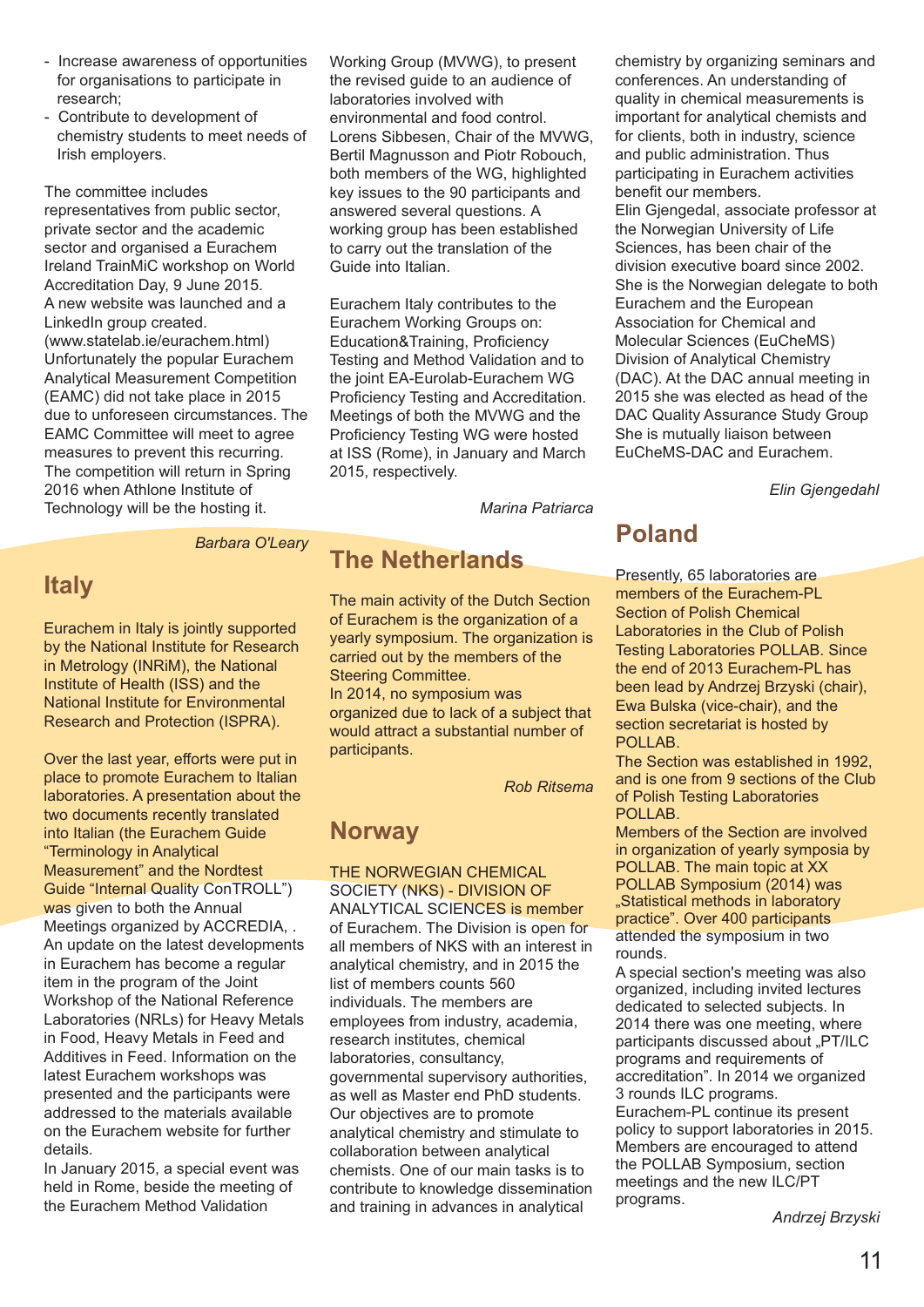- Increase awareness of opportunities for organisations to participate in research;
- Contribute to development of chemistry students to meet needs of Irish employers.

The committee includes representatives from public sector, private sector and the academic sector and organised a Eurachem Ireland TrainMiC workshop on World Accreditation Day, 9 June 2015.
A new website was launched and a LinkedIn group created. (www.statelab.ie/eurachem.html)
Unfortunately the popular Eurachem Analytical Measurement Competition (EAMC) did not take place in 2015 due to unforeseen circumstances. The EAMC Committee will meet to agree measures to prevent this recurring. The competition will return in Spring 2016 when Athlone Institute of Technology will be the hosting it.

*Barbara O'Leary*

## Italy

Eurachem in Italy is jointly supported by the National Institute for Research in Metrology (INRiM), the National Institute of Health (ISS) and the National Institute for Environmental Research and Protection (ISPRA).

Over the last year, efforts were put in place to promote Eurachem to Italian laboratories. A presentation about the two documents recently translated into Italian (the Eurachem Guide “Terminology in Analytical Measurement” and the Nordtest Guide “Internal Quality ConTROLL”) was given to both the Annual Meetings organized by ACCREDIA, . An update on the latest developments in Eurachem has become a regular item in the program of the Joint Workshop of the National Reference Laboratories (NRLs) for Heavy Metals in Food, Heavy Metals in Feed and Additives in Feed. Information on the latest Eurachem workshops was presented and the participants were addressed to the materials available on the Eurachem website for further details.
In January 2015, a special event was held in Rome, beside the meeting of the Eurachem Method Validation Working Group (MVWG), to present the revised guide to an audience of laboratories involved with environmental and food control. Lorens Sibbesen, Chair of the MVWG, Bertil Magnusson and Piotr Robouch, both members of the WG, highlighted key issues to the 90 participants and answered several questions. A working group has been established to carry out the translation of the Guide into Italian.

Eurachem Italy contributes to the Eurachem Working Groups on: Education&Training, Proficiency Testing and Method Validation and to the joint EA-Eurolab-Eurachem WG Proficiency Testing and Accreditation. Meetings of both the MVWG and the Proficiency Testing WG were hosted at ISS (Rome), in January and March 2015, respectively.

*Marina Patriarca*

## The Netherlands

The main activity of the Dutch Section of Eurachem is the organization of a yearly symposium. The organization is carried out by the members of the Steering Committee.
In 2014, no symposium was organized due to lack of a subject that would attract a substantial number of participants.

*Rob Ritsema*

## Norway

THE NORWEGIAN CHEMICAL SOCIETY (NKS) - DIVISION OF ANALYTICAL SCIENCES is member of Eurachem. The Division is open for all members of NKS with an interest in analytical chemistry, and in 2015 the list of members counts 560 individuals. The members are employees from industry, academia, research institutes, chemical laboratories, consultancy, governmental supervisory authorities, as well as Master end PhD students. Our objectives are to promote analytical chemistry and stimulate to collaboration between analytical chemists. One of our main tasks is to contribute to knowledge dissemination and training in advances in analytical chemistry by organizing seminars and conferences. An understanding of quality in chemical measurements is important for analytical chemists and for clients, both in industry, science and public administration. Thus participating in Eurachem activities benefit our members.
Elin Gjengedal, associate professor at the Norwegian University of Life Sciences, has been chair of the division executive board since 2002. She is the Norwegian delegate to both Eurachem and the European Association for Chemical and Molecular Sciences (EuCheMS) Division of Analytical Chemistry (DAC). At the DAC annual meeting in 2015 she was elected as head of the DAC Quality Assurance Study Group She is mutually liaison between EuCheMS-DAC and Eurachem.

*Elin Gjengedahl*

## Poland

Presently, 65 laboratories are members of the Eurachem-PL Section of Polish Chemical Laboratories in the Club of Polish Testing Laboratories POLLAB. Since the end of 2013 Eurachem-PL has been lead by Andrzej Brzyski (chair), Ewa Bulska (vice-chair), and the section secretariat is hosted by POLLAB.
The Section was established in 1992, and is one from 9 sections of the Club of Polish Testing Laboratories POLLAB.
Members of the Section are involved in organization of yearly symposia by POLLAB. The main topic at XX POLLAB Symposium (2014) was „Statistical methods in laboratory practice”. Over 400 participants attended the symposium in two rounds.
A special section's meeting was also organized, including invited lectures dedicated to selected subjects. In 2014 there was one meeting, where participants discussed about „PT/ILC programs and requirements of accreditation”. In 2014 we organized 3 rounds ILC programs.
Eurachem-PL continue its present policy to support laboratories in 2015. Members are encouraged to attend the POLLAB Symposium, section meetings and the new ILC/PT programs.

*Andrzej Brzyski*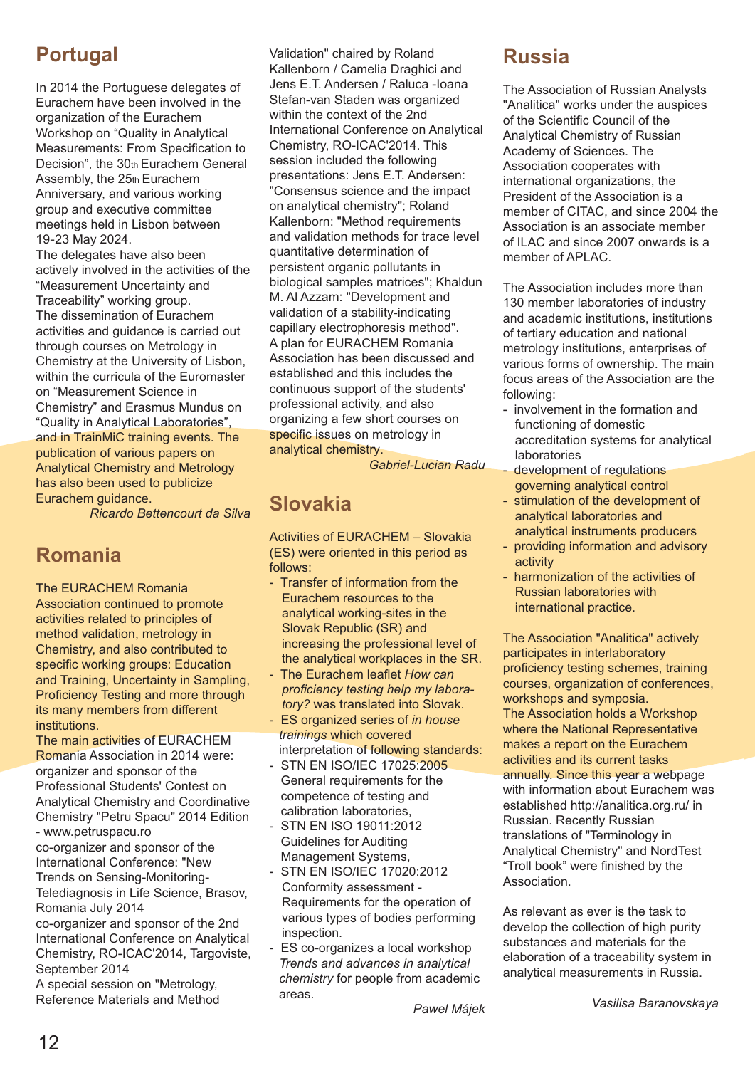## Portugal

In 2014 the Portuguese delegates of Eurachem have been involved in the organization of the Eurachem Workshop on “Quality in Analytical Measurements: From Specification to Decision”, the 30th Eurachem General Assembly, the 25th Eurachem Anniversary, and various working group and executive committee meetings held in Lisbon between 19-23 May 2024.

The delegates have also been actively involved in the activities of the “Measurement Uncertainty and Traceability” working group.

The dissemination of Eurachem activities and guidance is carried out through courses on Metrology in Chemistry at the University of Lisbon, within the curricula of the Euromaster on “Measurement Science in Chemistry” and Erasmus Mundus on “Quality in Analytical Laboratories”, and in TrainMiC training events. The publication of various papers on Analytical Chemistry and Metrology has also been used to publicize Eurachem guidance.

*Ricardo Bettencourt da Silva*

## Romania

The EURACHEM Romania Association continued to promote activities related to principles of method validation, metrology in Chemistry, and also contributed to specific working groups: Education and Training, Uncertainty in Sampling, Proficiency Testing and more through its many members from different institutions.

The main activities of EURACHEM Romania Association in 2014 were:

organizer and sponsor of the Professional Students' Contest on Analytical Chemistry and Coordinative Chemistry "Petru Spacu" 2014 Edition - www.petruspacu.ro

co-organizer and sponsor of the International Conference: "New Trends on Sensing-Monitoring-Telediagnosis in Life Science, Brasov, Romania July 2014

co-organizer and sponsor of the 2nd International Conference on Analytical Chemistry, RO-ICAC'2014, Targoviste, September 2014

A special session on "Metrology, Reference Materials and Method Validation" chaired by Roland Kallenborn / Camelia Draghici and Jens E.T. Andersen / Raluca -Ioana Stefan-van Staden was organized within the context of the 2nd International Conference on Analytical Chemistry, RO-ICAC'2014. This session included the following presentations: Jens E.T. Andersen: "Consensus science and the impact on analytical chemistry"; Roland Kallenborn: "Method requirements and validation methods for trace level quantitative determination of persistent organic pollutants in biological samples matrices"; Khaldun M. Al Azzam: "Development and validation of a stability-indicating capillary electrophoresis method".

A plan for EURACHEM Romania Association has been discussed and established and this includes the continuous support of the students' professional activity, and also organizing a few short courses on specific issues on metrology in analytical chemistry.

*Gabriel-Lucian Radu*

## Slovakia

Activities of EURACHEM – Slovakia (ES) were oriented in this period as follows:

- Transfer of information from the Eurachem resources to the analytical working-sites in the Slovak Republic (SR) and increasing the professional level of the analytical workplaces in the SR.
- The Eurachem leaflet *How can proficiency testing help my laboratory?* was translated into Slovak.
- ES organized series of *in house trainings* which covered interpretation of following standards:
- STN EN ISO/IEC 17025:2005 General requirements for the competence of testing and calibration laboratories,
- STN EN ISO 19011:2012 Guidelines for Auditing Management Systems,
- STN EN ISO/IEC 17020:2012 Conformity assessment - Requirements for the operation of various types of bodies performing inspection.
- ES co-organizes a local workshop *Trends and advances in analytical chemistry* for people from academic areas.

*Pawel Májek*

## Russia

The Association of Russian Analysts "Analitica" works under the auspices of the Scientific Council of the Analytical Chemistry of Russian Academy of Sciences. The Association cooperates with international organizations, the President of the Association is a member of CITAC, and since 2004 the Association is an associate member of ILAC and since 2007 onwards is a member of APLAC.

The Association includes more than 130 member laboratories of industry and academic institutions, institutions of tertiary education and national metrology institutions, enterprises of various forms of ownership. The main focus areas of the Association are the following:

- involvement in the formation and functioning of domestic accreditation systems for analytical laboratories
- development of regulations governing analytical control
- stimulation of the development of analytical laboratories and analytical instruments producers
- providing information and advisory activity
- harmonization of the activities of Russian laboratories with international practice.

The Association "Analitica" actively participates in interlaboratory proficiency testing schemes, training courses, organization of conferences, workshops and symposia.

The Association holds a Workshop where the National Representative makes a report on the Eurachem activities and its current tasks annually. Since this year a webpage with information about Eurachem was established http://analitica.org.ru/ in Russian. Recently Russian translations of "Terminology in Analytical Chemistry" and NordTest “Troll book” were finished by the Association.

As relevant as ever is the task to develop the collection of high purity substances and materials for the elaboration of a traceability system in analytical measurements in Russia.

*Vasilisa Baranovskaya*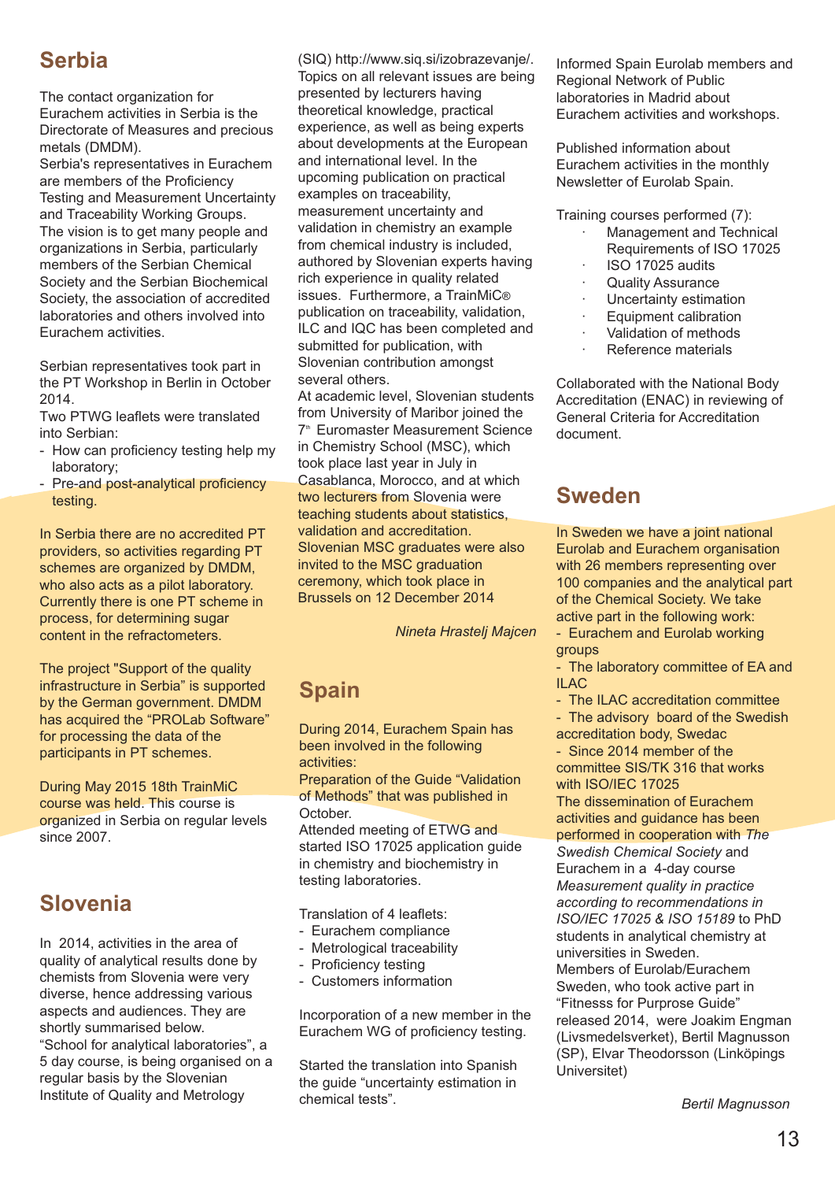## Serbia

The contact organization for Eurachem activities in Serbia is the Directorate of Measures and precious metals (DMDM).
Serbia's representatives in Eurachem are members of the Proficiency Testing and Measurement Uncertainty and Traceability Working Groups.
The vision is to get many people and organizations in Serbia, particularly members of the Serbian Chemical Society and the Serbian Biochemical Society, the association of accredited laboratories and others involved into Eurachem activities.

Serbian representatives took part in the PT Workshop in Berlin in October 2014.
Two PTWG leaflets were translated into Serbian:
- How can proficiency testing help my laboratory;
- Pre-and post-analytical proficiency testing.

In Serbia there are no accredited PT providers, so activities regarding PT schemes are organized by DMDM, who also acts as a pilot laboratory. Currently there is one PT scheme in process, for determining sugar content in the refractometers.

The project "Support of the quality infrastructure in Serbia" is supported by the German government. DMDM has acquired the "PROLab Software" for processing the data of the participants in PT schemes.

During May 2015 18th TrainMiC course was held. This course is organized in Serbia on regular levels since 2007.

## Slovenia

In 2014, activities in the area of quality of analytical results done by chemists from Slovenia were very diverse, hence addressing various aspects and audiences. They are shortly summarised below.
"School for analytical laboratories", a 5 day course, is being organised on a regular basis by the Slovenian Institute of Quality and Metrology (SIQ) http://www.siq.si/izobrazevanje/. Topics on all relevant issues are being presented by lecturers having theoretical knowledge, practical experience, as well as being experts about developments at the European and international level. In the upcoming publication on practical examples on traceability, measurement uncertainty and validation in chemistry an example from chemical industry is included, authored by Slovenian experts having rich experience in quality related issues. Furthermore, a TrainMiC® publication on traceability, validation, ILC and IQC has been completed and submitted for publication, with Slovenian contribution amongst several others.
At academic level, Slovenian students from University of Maribor joined the 7th Euromaster Measurement Science in Chemistry School (MSC), which took place last year in July in Casablanca, Morocco, and at which two lecturers from Slovenia were teaching students about statistics, validation and accreditation.
Slovenian MSC graduates were also invited to the MSC graduation ceremony, which took place in Brussels on 12 December 2014

*Nineta Hrastelj Majcen*

## Spain

During 2014, Eurachem Spain has been involved in the following activities:
Preparation of the Guide "Validation of Methods" that was published in October.
Attended meeting of ETWG and started ISO 17025 application guide in chemistry and biochemistry in testing laboratories.

Translation of 4 leaflets:
- Eurachem compliance
- Metrological traceability
- Proficiency testing
- Customers information

Incorporation of a new member in the Eurachem WG of proficiency testing.

Started the translation into Spanish the guide "uncertainty estimation in chemical tests".

Informed Spain Eurolab members and Regional Network of Public laboratories in Madrid about Eurachem activities and workshops.

Published information about Eurachem activities in the monthly Newsletter of Eurolab Spain.

Training courses performed (7):
- Management and Technical Requirements of ISO 17025
- ISO 17025 audits
- Quality Assurance
- Uncertainty estimation
- Equipment calibration
- Validation of methods
- Reference materials

Collaborated with the National Body Accreditation (ENAC) in reviewing of General Criteria for Accreditation document.

## Sweden

In Sweden we have a joint national Eurolab and Eurachem organisation with 26 members representing over 100 companies and the analytical part of the Chemical Society. We take active part in the following work:
- Eurachem and Eurolab working groups
- The laboratory committee of EA and ILAC
- The ILAC accreditation committee
- The advisory board of the Swedish accreditation body, Swedac
- Since 2014 member of the committee SIS/TK 316 that works with ISO/IEC 17025

The dissemination of Eurachem activities and guidance has been performed in cooperation with *The Swedish Chemical Society* and Eurachem in a 4-day course *Measurement quality in practice according to recommendations in ISO/IEC 17025 & ISO 15189* to PhD students in analytical chemistry at universities in Sweden.
Members of Eurolab/Eurachem Sweden, who took active part in "Fitnesss for Purpose Guide" released 2014, were Joakim Engman (Livsmedelsverket), Bertil Magnusson (SP), Elvar Theodorsson (Linköpings Universitet)

*Bertil Magnusson*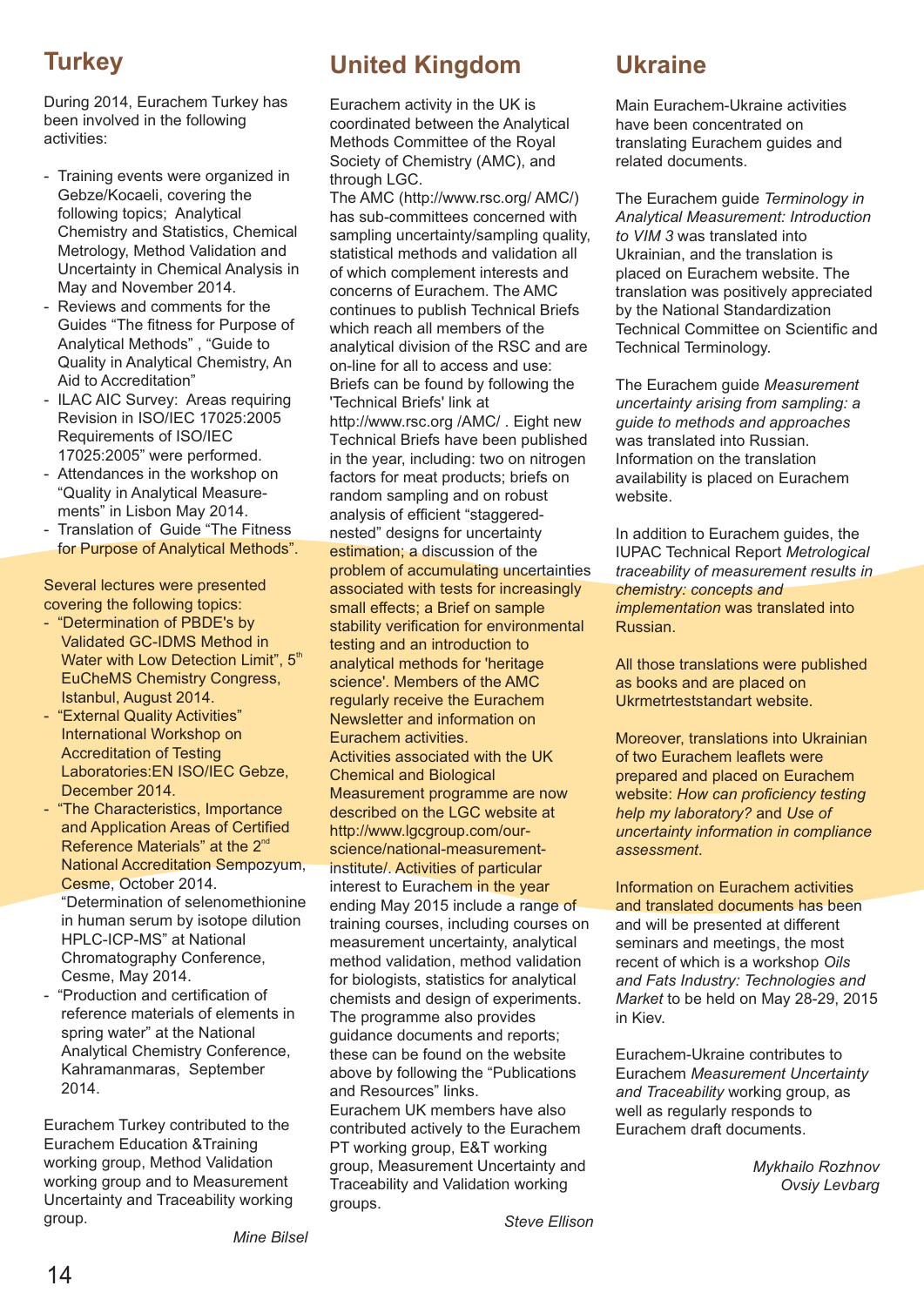## Turkey

During 2014, Eurachem Turkey has been involved in the following activities:

- Training events were organized in Gebze/Kocaeli, covering the following topics; Analytical Chemistry and Statistics, Chemical Metrology, Method Validation and Uncertainty in Chemical Analysis in May and November 2014.
- Reviews and comments for the Guides "The fitness for Purpose of Analytical Methods" , "Guide to Quality in Analytical Chemistry, An Aid to Accreditation"
- ILAC AIC Survey: Areas requiring Revision in ISO/IEC 17025:2005 Requirements of ISO/IEC 17025:2005" were performed.
- Attendances in the workshop on "Quality in Analytical Measurements" in Lisbon May 2014.
- Translation of Guide "The Fitness for Purpose of Analytical Methods".

Several lectures were presented covering the following topics:

- "Determination of PBDE's by Validated GC-IDMS Method in Water with Low Detection Limit", 5th EuCheMS Chemistry Congress, Istanbul, August 2014.
- "External Quality Activities" International Workshop on Accreditation of Testing Laboratories:EN ISO/IEC Gebze, December 2014.
- "The Characteristics, Importance and Application Areas of Certified Reference Materials" at the 2nd National Accreditation Sempozyum, Cesme, October 2014. "Determination of selenomethionine in human serum by isotope dilution HPLC-ICP-MS" at National Chromatography Conference, Cesme, May 2014.
- "Production and certification of reference materials of elements in spring water" at the National Analytical Chemistry Conference, Kahramanmaras, September 2014.

Eurachem Turkey contributed to the Eurachem Education &Training working group, Method Validation working group and to Measurement Uncertainty and Traceability working group.

*Mine Bilsel*

## United Kingdom

Eurachem activity in the UK is coordinated between the Analytical Methods Committee of the Royal Society of Chemistry (AMC), and through LGC.
The AMC (http://www.rsc.org/ AMC/) has sub-committees concerned with sampling uncertainty/sampling quality, statistical methods and validation all of which complement interests and concerns of Eurachem. The AMC continues to publish Technical Briefs which reach all members of the analytical division of the RSC and are on-line for all to access and use: Briefs can be found by following the 'Technical Briefs' link at http://www.rsc.org /AMC/ . Eight new Technical Briefs have been published in the year, including: two on nitrogen factors for meat products; briefs on random sampling and on robust analysis of efficient "staggered-nested" designs for uncertainty estimation; a discussion of the problem of accumulating uncertainties associated with tests for increasingly small effects; a Brief on sample stability verification for environmental testing and an introduction to analytical methods for 'heritage science'. Members of the AMC regularly receive the Eurachem Newsletter and information on Eurachem activities.
Activities associated with the UK Chemical and Biological Measurement programme are now described on the LGC website at http://www.lgcgroup.com/our-science/national-measurement-institute/. Activities of particular interest to Eurachem in the year ending May 2015 include a range of training courses, including courses on measurement uncertainty, analytical method validation, method validation for biologists, statistics for analytical chemists and design of experiments. The programme also provides guidance documents and reports; these can be found on the website above by following the "Publications and Resources" links.
Eurachem UK members have also contributed actively to the Eurachem PT working group, E&T working group, Measurement Uncertainty and Traceability and Validation working groups.

*Steve Ellison*

## Ukraine

Main Eurachem-Ukraine activities have been concentrated on translating Eurachem guides and related documents.

The Eurachem guide *Terminology in Analytical Measurement: Introduction to VIM 3* was translated into Ukrainian, and the translation is placed on Eurachem website. The translation was positively appreciated by the National Standardization Technical Committee on Scientific and Technical Terminology.

The Eurachem guide *Measurement uncertainty arising from sampling: a guide to methods and approaches* was translated into Russian. Information on the translation availability is placed on Eurachem website.

In addition to Eurachem guides, the IUPAC Technical Report *Metrological traceability of measurement results in chemistry: concepts and implementation* was translated into Russian.

All those translations were published as books and are placed on Ukrmetrteststandart website.

Moreover, translations into Ukrainian of two Eurachem leaflets were prepared and placed on Eurachem website: *How can proficiency testing help my laboratory?* and *Use of uncertainty information in compliance assessment*.

Information on Eurachem activities and translated documents has been and will be presented at different seminars and meetings, the most recent of which is a workshop *Oils and Fats Industry: Technologies and Market* to be held on May 28-29, 2015 in Kiev.

Eurachem-Ukraine contributes to Eurachem *Measurement Uncertainty and Traceability* working group, as well as regularly responds to Eurachem draft documents.

*Mykhailo Rozhnov*
*Ovsiy Levbarg*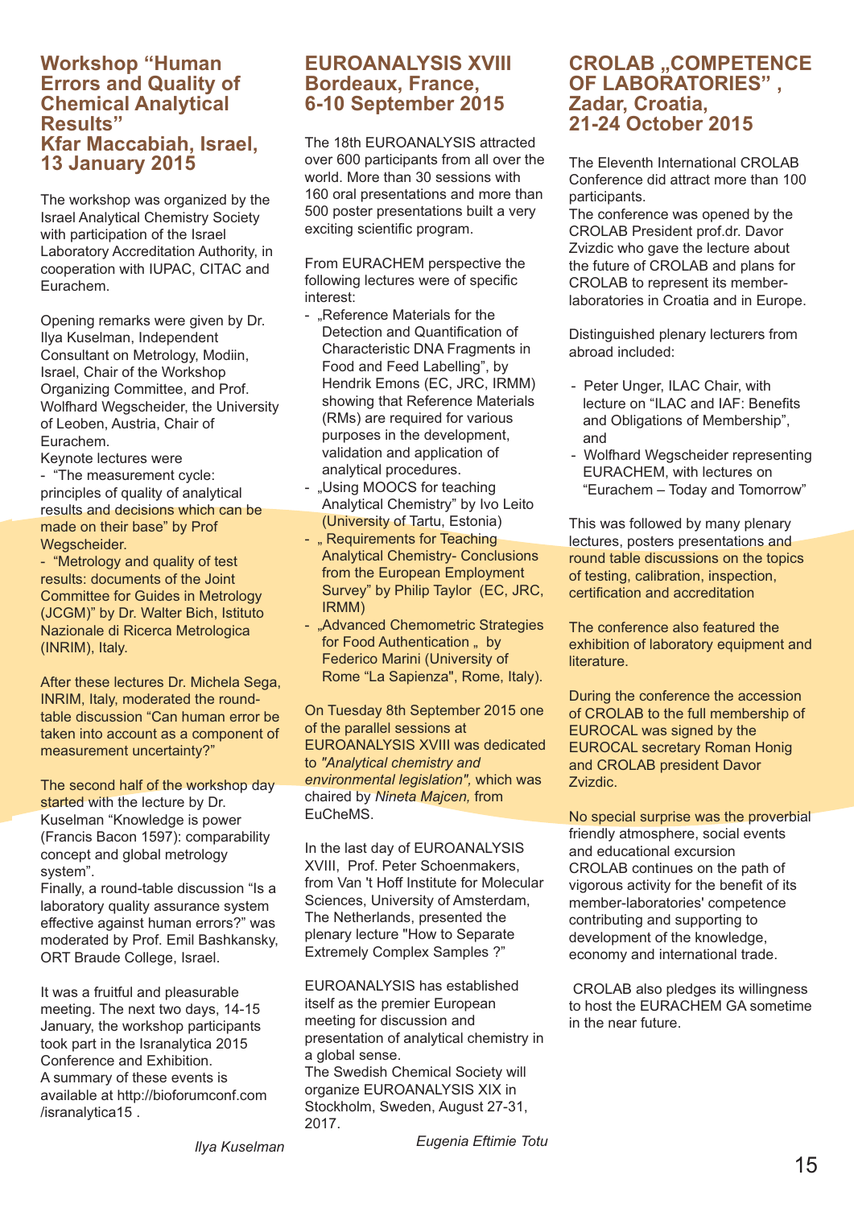## Workshop “Human Errors and Quality of Chemical Analytical Results” Kfar Maccabiah, Israel, 13 January 2015

The workshop was organized by the Israel Analytical Chemistry Society with participation of the Israel Laboratory Accreditation Authority, in cooperation with IUPAC, CITAC and Eurachem.

Opening remarks were given by Dr. Ilya Kuselman, Independent Consultant on Metrology, Modiin, Israel, Chair of the Workshop Organizing Committee, and Prof. Wolfhard Wegscheider, the University of Leoben, Austria, Chair of Eurachem.

Keynote lectures were

- “The measurement cycle: principles of quality of analytical results and decisions which can be made on their base” by Prof Wegscheider.
- “Metrology and quality of test results: documents of the Joint Committee for Guides in Metrology (JCGM)” by Dr. Walter Bich, Istituto Nazionale di Ricerca Metrologica (INRIM), Italy.

After these lectures Dr. Michela Sega, INRIM, Italy, moderated the round-table discussion “Can human error be taken into account as a component of measurement uncertainty?”

The second half of the workshop day started with the lecture by Dr. Kuselman “Knowledge is power (Francis Bacon 1597): comparability concept and global metrology system”.
Finally, a round-table discussion “Is a laboratory quality assurance system effective against human errors?” was moderated by Prof. Emil Bashkansky, ORT Braude College, Israel.

It was a fruitful and pleasurable meeting. The next two days, 14-15 January, the workshop participants took part in the Isranalytica 2015 Conference and Exhibition.
A summary of these events is available at http://bioforumconf.com/isranalytica15 .

*Ilya Kuselman*

## EUROANALYSIS XVIII Bordeaux, France, 6-10 September 2015

The 18th EUROANALYSIS attracted over 600 participants from all over the world. More than 30 sessions with 160 oral presentations and more than 500 poster presentations built a very exciting scientific program.

From EURACHEM perspective the following lectures were of specific interest:

- „Reference Materials for the Detection and Quantification of Characteristic DNA Fragments in Food and Feed Labelling”, by Hendrik Emons (EC, JRC, IRMM) showing that Reference Materials (RMs) are required for various purposes in the development, validation and application of analytical procedures.
- „Using MOOCS for teaching Analytical Chemistry” by Ivo Leito (University of Tartu, Estonia)
- „ Requirements for Teaching Analytical Chemistry- Conclusions from the European Employment Survey” by Philip Taylor (EC, JRC, IRMM)
- „Advanced Chemometric Strategies for Food Authentication „ by Federico Marini (University of Rome “La Sapienza", Rome, Italy).

On Tuesday 8th September 2015 one of the parallel sessions at EUROANALYSIS XVIII was dedicated to *"Analytical chemistry and environmental legislation",* which was chaired by *Nineta Majcen,* from EuCheMS.

In the last day of EUROANALYSIS XVIII, Prof. Peter Schoenmakers, from Van 't Hoff Institute for Molecular Sciences, University of Amsterdam, The Netherlands, presented the plenary lecture "How to Separate Extremely Complex Samples ?”

EUROANALYSIS has established itself as the premier European meeting for discussion and presentation of analytical chemistry in a global sense.
The Swedish Chemical Society will organize EUROANALYSIS XIX in Stockholm, Sweden, August 27-31, 2017.

*Eugenia Eftimie Totu*

## CROLAB „COMPETENCE OF LABORATORIES” , Zadar, Croatia, 21-24 October 2015

The Eleventh International CROLAB Conference did attract more than 100 participants.
The conference was opened by the CROLAB President prof.dr. Davor Zvizdic who gave the lecture about the future of CROLAB and plans for CROLAB to represent its member-laboratories in Croatia and in Europe.

Distinguished plenary lecturers from abroad included:

- Peter Unger, ILAC Chair, with lecture on “ILAC and IAF: Benefits and Obligations of Membership”, and
- Wolfhard Wegscheider representing EURACHEM, with lectures on “Eurachem – Today and Tomorrow”

This was followed by many plenary lectures, posters presentations and round table discussions on the topics of testing, calibration, inspection, certification and accreditation

The conference also featured the exhibition of laboratory equipment and literature.

During the conference the accession of CROLAB to the full membership of EUROCAL was signed by the EUROCAL secretary Roman Honig and CROLAB president Davor Zvizdic.

No special surprise was the proverbial friendly atmosphere, social events and educational excursion
CROLAB continues on the path of vigorous activity for the benefit of its member-laboratories' competence contributing and supporting to development of the knowledge, economy and international trade.

CROLAB also pledges its willingness to host the EURACHEM GA sometime in the near future.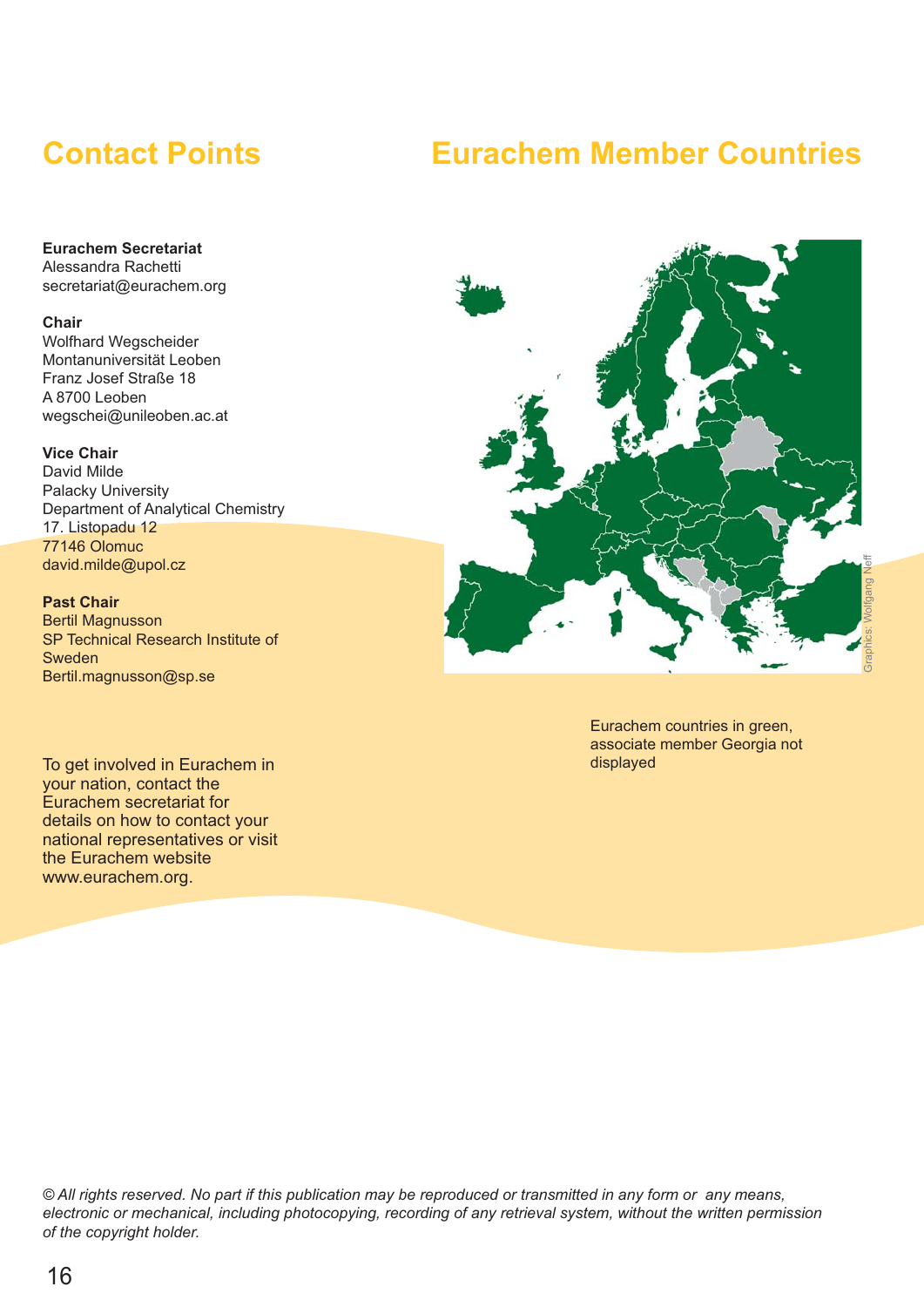## Contact Points

**Eurachem Secretariat**
Alessandra Rachetti
secretariat@eurachem.org

**Chair**
Wolfhard Wegscheider
Montanuniversität Leoben
Franz Josef Straße 18
A 8700 Leoben
wegschei@unileoben.ac.at

**Vice Chair**
David Milde
Palacky University
Department of Analytical Chemistry
17. Listopadu 12
77146 Olomuc
david.milde@upol.cz

**Past Chair**
Bertil Magnusson
SP Technical Research Institute of Sweden
Bertil.magnusson@sp.se

To get involved in Eurachem in your nation, contact the Eurachem secretariat for details on how to contact your national representatives or visit the Eurachem website www.eurachem.org.

## Eurachem Member Countries

Graphics: Wolfgang Neff

Eurachem countries in green, associate member Georgia not displayed

*© All rights reserved. No part if this publication may be reproduced or transmitted in any form or any means, electronic or mechanical, including photocopying, recording of any retrieval system, without the written permission of the copyright holder.*